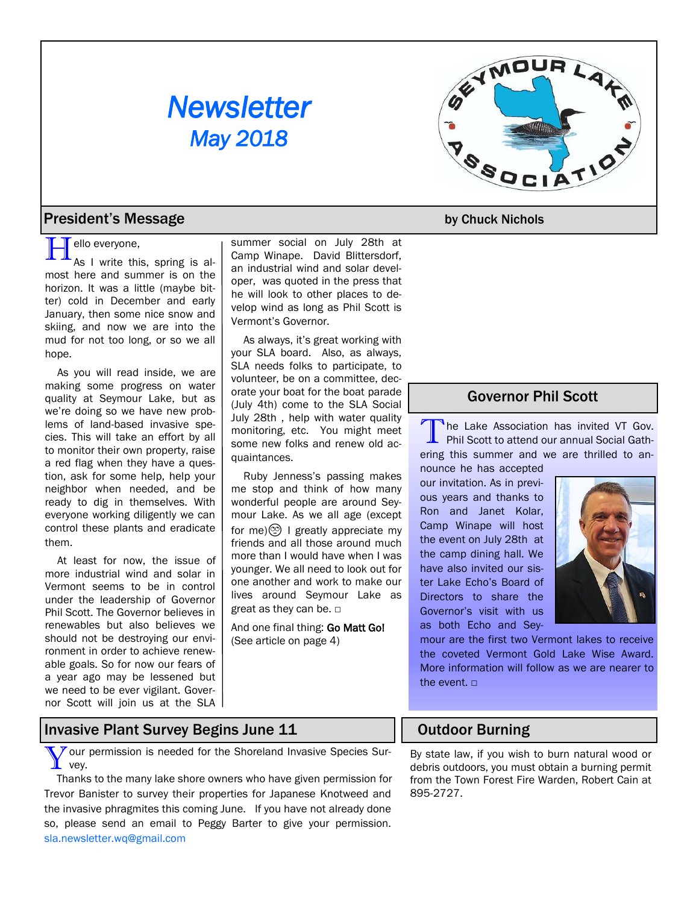# Newsletter

*May 2018*

## President's Message

by Chuck Nichols

Hello everyone,

As I write this, spring is almost here and summer is on the horizon. It was a little (maybe bitter) cold in December and early January, then some nice snow and skiing, and now we are into the mud for not too long, or so we all hope.

As you will read inside, we are making some progress on water quality at Seymour Lake, but as we're doing so we have new problems of land-based invasive species. This will take an effort by all to monitor their own property, raise a red flag when they have a question, ask for some help, help your neighbor when needed, and be ready to dig in themselves. With everyone working diligently we can control these plants and eradicate them.

At least for now, the issue of more industrial wind and solar in Vermont seems to be in control under the leadership of Governor Phil Scott. The Governor believes in renewables but also believes we should not be destroying our environment in order to achieve renewable goals. So for now our fears of a year ago may be lessened but we need to be ever vigilant. Governor Scott will join us at the SLA summer social on July 28th at Camp Winape. David Blittersdorf, an industrial wind and solar developer, was quoted in the press that he will look to other places to develop wind as long as Phil Scott is Vermont's Governor.

As always, it's great working with your SLA board. Also, as always, SLA needs folks to participate, to volunteer, be on a committee, decorate your boat for the boat parade (July 4th) come to the SLA Social July 28th, help with water quality monitoring, etc. You might meet some new folks and renew old acquaintances.

Ruby Jenness's passing makes me stop and think of how many wonderful people are around Seymour Lake. As we all age (except for me)😊 I greatly appreciate my friends and all those around much more than I would have when I was younger. We all need to look out for one another and work to make our lives around Seymour Lake as great as they can be. □

And one final thing: **Go Matt Go!** (See article on page 4)

## Governor Phil Scott

The Lake Association has invited VT Gov. Phil Scott to attend our annual Social Gathering this summer and we are thrilled to announce he has accepted our invitation. As in previous years and thanks to Ron and Janet Kolar, Camp Winape will host the event on July 28th at the camp dining hall. We have also invited our sister Lake Echo's Board of Directors to share the Governor's visit with us as both Echo and Seymour are the first two Vermont lakes to receive the coveted Vermont Gold Lake Wise Award. More information will follow as we are nearer to the event. □

## Invasive Plant Survey Begins June 11

Your permission is needed for the Shoreland Invasive Species Survey.

Thanks to the many lake shore owners who have given permission for Trevor Banister to survey their properties for Japanese Knotweed and the invasive phragmites this coming June. If you have not already done so, please send an email to Peggy Barter to give your permission. sla.newsletter.wq@gmail.com

## Outdoor Burning

By state law, if you wish to burn natural wood or debris outdoors, you must obtain a burning permit from the Town Forest Fire Warden, Robert Cain at 895-2727.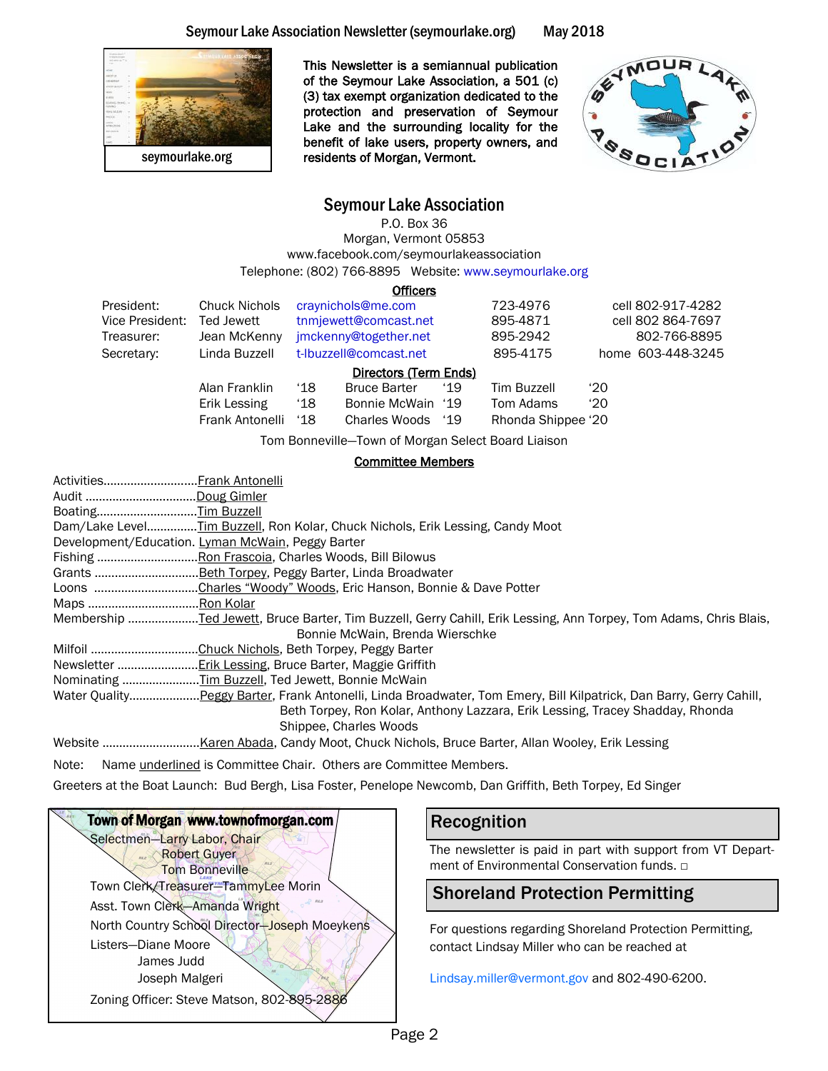seymourlake.org

This Newsletter is a semiannual publication of the Seymour Lake Association, a 501 (c) (3) tax exempt organization dedicated to the protection and preservation of Seymour Lake and the surrounding locality for the benefit of lake users, property owners, and residents of Morgan, Vermont.

## Seymour Lake Association

P.O. Box 36
Morgan, Vermont 05853
www.facebook.com/seymourlakeassociation
Telephone: (802) 766-8895 Website: www.seymourlake.org

### Officers

| | | | | |
|---|---|---|---|---|
| President: | Chuck Nichols | craynichols@me.com | 723-4976 | cell 802-917-4282 |
| Vice President: | Ted Jewett | tnmjewett@comcast.net | 895-4871 | cell 802 864-7697 |
| Treasurer: | Jean McKenny | jmckenny@together.net | 895-2942 | 802-766-8895 |
| Secretary: | Linda Buzzell | t-lbuzzell@comcast.net | 895-4175 | home 603-448-3245 |

### Directors (Term Ends)

| | | | | | |
|---|---|---|---|---|---|
| Alan Franklin | '18 | Bruce Barter | '19 | Tim Buzzell | '20 |
| Erik Lessing | '18 | Bonnie McWain | '19 | Tom Adams | '20 |
| Frank Antonelli | '18 | Charles Woods | '19 | Rhonda Shippee | '20 |

Tom Bonneville—Town of Morgan Select Board Liaison

### Committee Members

- Activities............................Frank Antonelli
- Audit ................................Doug Gimler
- Boating..............................Tim Buzzell
- Dam/Lake Level...............Tim Buzzell, Ron Kolar, Chuck Nichols, Erik Lessing, Candy Moot
- Development/Education. Lyman McWain, Peggy Barter
- Fishing ..............................Ron Frascoia, Charles Woods, Bill Bilowus
- Grants ...............................Beth Torpey, Peggy Barter, Linda Broadwater
- Loons ...............................Charles "Woody" Woods, Eric Hanson, Bonnie & Dave Potter
- Maps .................................Ron Kolar
- Membership .....................Ted Jewett, Bruce Barter, Tim Buzzell, Gerry Cahill, Erik Lessing, Ann Torpey, Tom Adams, Chris Blais, Bonnie McWain, Brenda Wierschke
- Milfoil ................................Chuck Nichols, Beth Torpey, Peggy Barter
- Newsletter ........................Erik Lessing, Bruce Barter, Maggie Griffith
- Nominating .......................Tim Buzzell, Ted Jewett, Bonnie McWain
- Water Quality.....................Peggy Barter, Frank Antonelli, Linda Broadwater, Tom Emery, Bill Kilpatrick, Dan Barry, Gerry Cahill, Beth Torpey, Ron Kolar, Anthony Lazzara, Erik Lessing, Tracey Shadday, Rhonda Shippee, Charles Woods
- Website .............................Karen Abada, Candy Moot, Chuck Nichols, Bruce Barter, Allan Wooley, Erik Lessing

Note: Name underlined is Committee Chair. Others are Committee Members.

Greeters at the Boat Launch: Bud Bergh, Lisa Foster, Penelope Newcomb, Dan Griffith, Beth Torpey, Ed Singer

### Town of Morgan www.townofmorgan.com

Selectmen—Larry Labor, Chair
Robert Guyer
Tom Bonneville
Town Clerk/Treasurer—TammyLee Morin
Asst. Town Clerk—Amanda Wright
North Country School Director—Joseph Moeykens
Listers—Diane Moore
James Judd
Joseph Malgeri
Zoning Officer: Steve Matson, 802-895-2886

## Recognition

The newsletter is paid in part with support from VT Department of Environmental Conservation funds. □

## Shoreland Protection Permitting

For questions regarding Shoreland Protection Permitting, contact Lindsay Miller who can be reached at

Lindsay.miller@vermont.gov and 802-490-6200.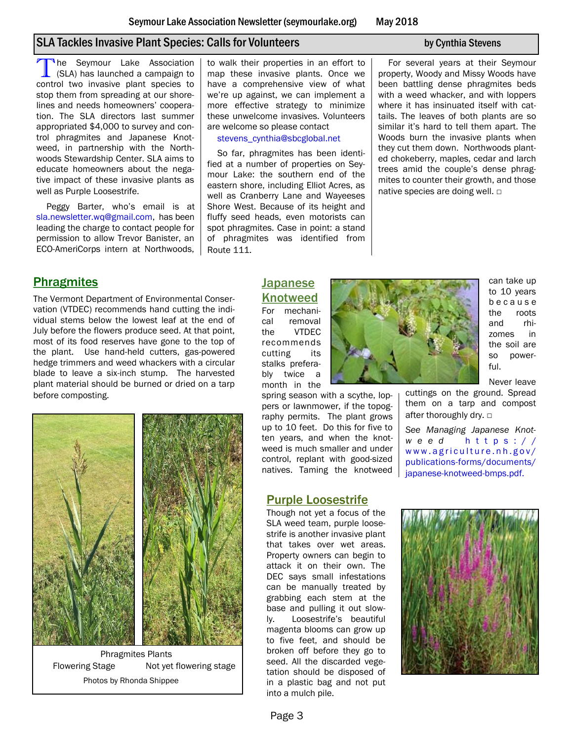## SLA Tackles Invasive Plant Species: Calls for Volunteers

by Cynthia Stevens

The Seymour Lake Association (SLA) has launched a campaign to control two invasive plant species to stop them from spreading at our shorelines and needs homeowners' cooperation. The SLA directors last summer appropriated $4,000 to survey and control phragmites and Japanese Knotweed, in partnership with the Northwoods Stewardship Center. SLA aims to educate homeowners about the negative impact of these invasive plants as well as Purple Loosestrife.

Peggy Barter, who's email is at sla.newsletter.wq@gmail.com, has been leading the charge to contact people for permission to allow Trevor Banister, an ECO-AmeriCorps intern at Northwoods, to walk their properties in an effort to map these invasive plants. Once we have a comprehensive view of what we're up against, we can implement a more effective strategy to minimize these unwelcome invasives. Volunteers are welcome so please contact

stevens_cynthia@sbcglobal.net

So far, phragmites has been identified at a number of properties on Seymour Lake: the southern end of the eastern shore, including Elliot Acres, as well as Cranberry Lane and Wayeses Shore West. Because of its height and fluffy seed heads, even motorists can spot phragmites. Case in point: a stand of phragmites was identified from Route 111.

For several years at their Seymour property, Woody and Missy Woods have been battling dense phragmites beds with a weed whacker, and with loppers where it has insinuated itself with cattails. The leaves of both plants are so similar it's hard to tell them apart. The Woods burn the invasive plants when they cut them down. Northwoods planted chokeberry, maples, cedar and larch trees amid the couple's dense phragmites to counter their growth, and those native species are doing well. □

## Phragmites

The Vermont Department of Environmental Conservation (VTDEC) recommends hand cutting the individual stems below the lowest leaf at the end of July before the flowers produce seed. At that point, most of its food reserves have gone to the top of the plant. Use hand-held cutters, gas-powered hedge trimmers and weed whackers with a circular blade to leave a six-inch stump. The harvested plant material should be burned or dried on a tarp before composting.

Phragmites Plants
Flowering Stage — Not yet flowering stage
Photos by Rhonda Shippee

## Japanese Knotweed

For mechanical removal the VTDEC recommends cutting its stalks preferably twice a month in the spring season with a scythe, loppers or lawnmower, if the topography permits. The plant grows up to 10 feet. Do this for five to ten years, and when the knotweed is much smaller and under control, replant with good-sized natives. Taming the knotweed can take up to 10 years because the roots and rhizomes in the soil are so powerful.

Never leave cuttings on the ground. Spread them on a tarp and compost after thoroughly dry. □

*See Managing Japanese Knotweed* https://www.agriculture.nh.gov/publications-forms/documents/japanese-knotweed-bmps.pdf.

## Purple Loosestrife

Though not yet a focus of the SLA weed team, purple loosestrife is another invasive plant that takes over wet areas. Property owners can begin to attack it on their own. The DEC says small infestations can be manually treated by grabbing each stem at the base and pulling it out slowly. Loosestrife's beautiful magenta blooms can grow up to five feet, and should be broken off before they go to seed. All the discarded vegetation should be disposed of in a plastic bag and not put into a mulch pile.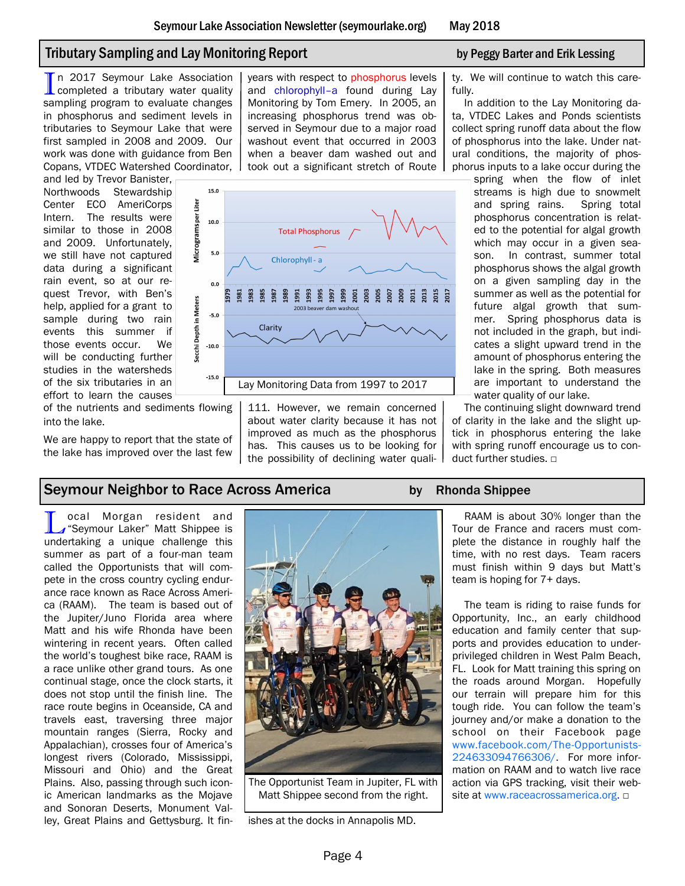## Tributary Sampling and Lay Monitoring Report

**by Peggy Barter and Erik Lessing**

In 2017 Seymour Lake Association completed a tributary water quality sampling program to evaluate changes in phosphorus and sediment levels in tributaries to Seymour Lake that were first sampled in 2008 and 2009. Our work was done with guidance from Ben Copans, VTDEC Watershed Coordinator, and led by Trevor Banister, Northwoods Stewardship Center ECO AmeriCorps Intern. The results were similar to those in 2008 and 2009. Unfortunately, we still have not captured data during a significant rain event, so at our request Trevor, with Ben's help, applied for a grant to sample during two rain events this summer if those events occur. We will be conducting further studies in the watersheds of the six tributaries in an effort to learn the causes of the nutrients and sediments flowing into the lake.

We are happy to report that the state of the lake has improved over the last few years with respect to phosphorus levels and chlorophyll–a found during Lay Monitoring by Tom Emery. In 2005, an increasing phosphorus trend was observed in Seymour due to a major road washout event that occurred in 2003 when a beaver dam washed out and took out a significant stretch of Route 111. However, we remain concerned about water clarity because it has not improved as much as the phosphorus has. This causes us to be looking for the possibility of declining water quality. We will continue to watch this carefully.

In addition to the Lay Monitoring data, VTDEC Lakes and Ponds scientists collect spring runoff data about the flow of phosphorus into the lake. Under natural conditions, the majority of phosphorus inputs to a lake occur during the spring when the flow of inlet streams is high due to snowmelt and spring rains. Spring total phosphorus concentration is related to the potential for algal growth which may occur in a given season. In contrast, summer total phosphorus shows the algal growth on a given sampling day in the summer as well as the potential for future algal growth that summer. Spring phosphorus data is not included in the graph, but indicates a slight upward trend in the amount of phosphorus entering the lake in the spring. Both measures are important to understand the water quality of our lake.

Lay Monitoring Data from 1997 to 2017

The continuing slight downward trend of clarity in the lake and the slight uptick in phosphorus entering the lake with spring runoff encourage us to conduct further studies. □

## Seymour Neighbor to Race Across America

**by Rhonda Shippee**

Local Morgan resident and "Seymour Laker" Matt Shippee is undertaking a unique challenge this summer as part of a four-man team called the Opportunists that will compete in the cross country cycling endurance race known as Race Across America (RAAM). The team is based out of the Jupiter/Juno Florida area where Matt and his wife Rhonda have been wintering in recent years. Often called the world's toughest bike race, RAAM is a race unlike other grand tours. As one continual stage, once the clock starts, it does not stop until the finish line. The race route begins in Oceanside, CA and travels east, traversing three major mountain ranges (Sierra, Rocky and Appalachian), crosses four of America's longest rivers (Colorado, Mississippi, Missouri and Ohio) and the Great Plains. Also, passing through such iconic American landmarks as the Mojave and Sonoran Deserts, Monument Valley, Great Plains and Gettysburg. It finishes at the docks in Annapolis MD.

The Opportunist Team in Jupiter, FL with Matt Shippee second from the right.

RAAM is about 30% longer than the Tour de France and racers must complete the distance in roughly half the time, with no rest days. Team racers must finish within 9 days but Matt's team is hoping for 7+ days.

The team is riding to raise funds for Opportunity, Inc., an early childhood education and family center that supports and provides education to underprivileged children in West Palm Beach, FL. Look for Matt training this spring on the roads around Morgan. Hopefully our terrain will prepare him for this tough ride. You can follow the team's journey and/or make a donation to the school on their Facebook page www.facebook.com/The-Opportunists-224633094766306/. For more information on RAAM and to watch live race action via GPS tracking, visit their website at www.raceacrossamerica.org. □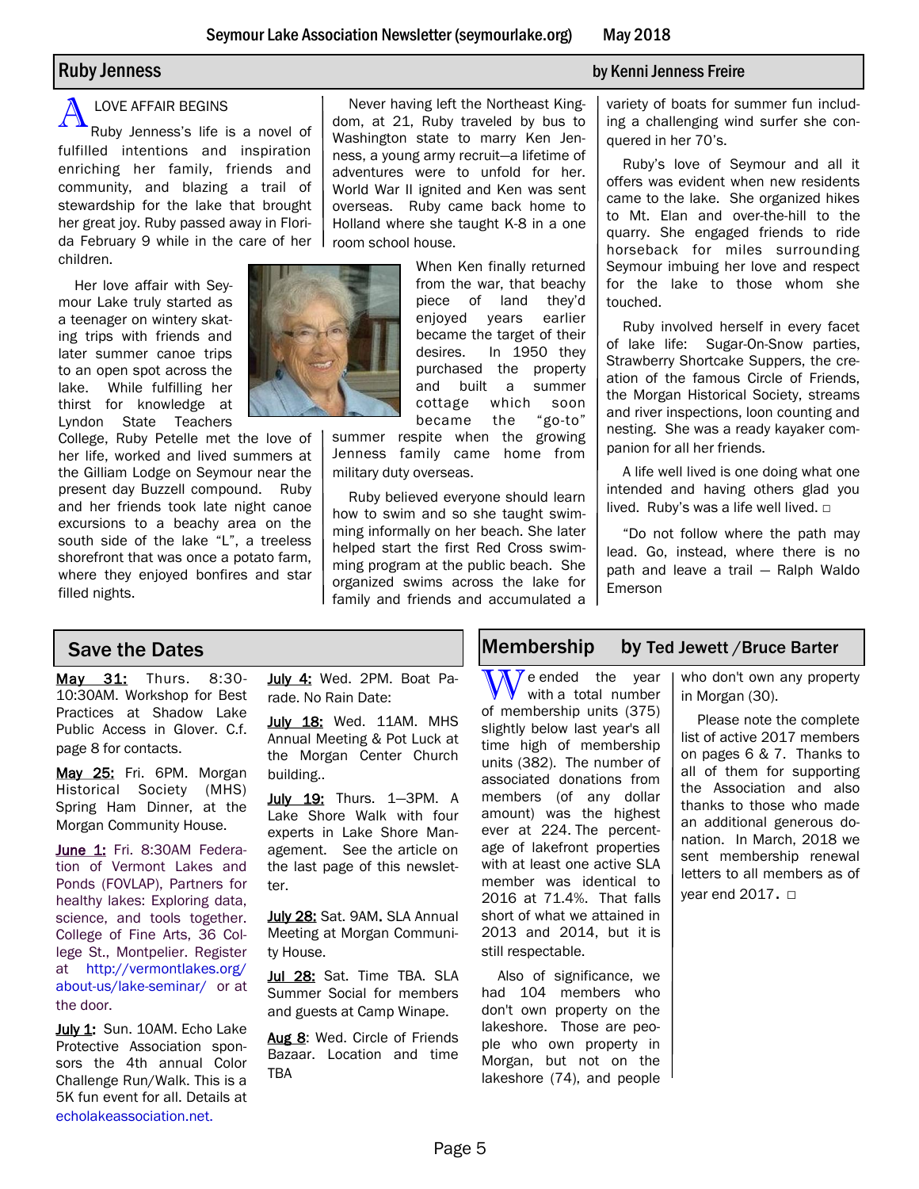## Ruby Jenness

by Kenni Jenness Freire

A LOVE AFFAIR BEGINS

Ruby Jenness's life is a novel of fulfilled intentions and inspiration enriching her family, friends and community, and blazing a trail of stewardship for the lake that brought her great joy. Ruby passed away in Florida February 9 while in the care of her children.

Her love affair with Seymour Lake truly started as a teenager on wintery skating trips with friends and later summer canoe trips to an open spot across the lake. While fulfilling her thirst for knowledge at Lyndon State Teachers College, Ruby Petelle met the love of her life, worked and lived summers at the Gilliam Lodge on Seymour near the present day Buzzell compound. Ruby and her friends took late night canoe excursions to a beachy area on the south side of the lake "L", a treeless shorefront that was once a potato farm, where they enjoyed bonfires and star filled nights.

Never having left the Northeast Kingdom, at 21, Ruby traveled by bus to Washington state to marry Ken Jenness, a young army recruit—a lifetime of adventures were to unfold for her. World War II ignited and Ken was sent overseas. Ruby came back home to Holland where she taught K-8 in a one room school house.

When Ken finally returned from the war, that beachy piece of land they'd enjoyed years earlier became the target of their desires. In 1950 they purchased the property and built a summer cottage which soon became the "go-to" summer respite when the growing Jenness family came home from military duty overseas.

Ruby believed everyone should learn how to swim and so she taught swimming informally on her beach. She later helped start the first Red Cross swimming program at the public beach. She organized swims across the lake for family and friends and accumulated a variety of boats for summer fun including a challenging wind surfer she conquered in her 70's.

Ruby's love of Seymour and all it offers was evident when new residents came to the lake. She organized hikes to Mt. Elan and over-the-hill to the quarry. She engaged friends to ride horseback for miles surrounding Seymour imbuing her love and respect for the lake to those whom she touched.

Ruby involved herself in every facet of lake life: Sugar-On-Snow parties, Strawberry Shortcake Suppers, the creation of the famous Circle of Friends, the Morgan Historical Society, streams and river inspections, loon counting and nesting. She was a ready kayaker companion for all her friends.

A life well lived is one doing what one intended and having others glad you lived. Ruby's was a life well lived. □

"Do not follow where the path may lead. Go, instead, where there is no path and leave a trail — Ralph Waldo Emerson

## Save the Dates

**May 31:** Thurs. 8:30-10:30AM. Workshop for Best Practices at Shadow Lake Public Access in Glover. C.f. page 8 for contacts.

**May 25:** Fri. 6PM. Morgan Historical Society (MHS) Spring Ham Dinner, at the Morgan Community House.

**June 1:** Fri. 8:30AM Federation of Vermont Lakes and Ponds (FOVLAP), Partners for healthy lakes: Exploring data, science, and tools together. College of Fine Arts, 36 College St., Montpelier. Register at http://vermontlakes.org/about-us/lake-seminar/ or at the door.

**July 1:** Sun. 10AM. Echo Lake Protective Association sponsors the 4th annual Color Challenge Run/Walk. This is a 5K fun event for all. Details at echolakeassociation.net.

**July 4:** Wed. 2PM. Boat Parade. No Rain Date:

**July 18:** Wed. 11AM. MHS Annual Meeting & Pot Luck at the Morgan Center Church building..

**July 19:** Thurs. 1—3PM. A Lake Shore Walk with four experts in Lake Shore Management. See the article on the last page of this newsletter.

**July 28:** Sat. 9AM. SLA Annual Meeting at Morgan Community House.

**Jul 28:** Sat. Time TBA. SLA Summer Social for members and guests at Camp Winape.

**Aug 8**: Wed. Circle of Friends Bazaar. Location and time TBA

## Membership by Ted Jewett / Bruce Barter

We ended the year with a total number of membership units (375) slightly below last year's all time high of membership units (382). The number of associated donations from members (of any dollar amount) was the highest ever at 224. The percentage of lakefront properties with at least one active SLA member was identical to 2016 at 71.4%. That falls short of what we attained in 2013 and 2014, but it is still respectable.

Also of significance, we had 104 members who don't own property on the lakeshore. Those are people who own property in Morgan, but not on the lakeshore (74), and people who don't own any property in Morgan (30).

Please note the complete list of active 2017 members on pages 6 & 7. Thanks to all of them for supporting the Association and also thanks to those who made an additional generous donation. In March, 2018 we sent membership renewal letters to all members as of year end 2017. □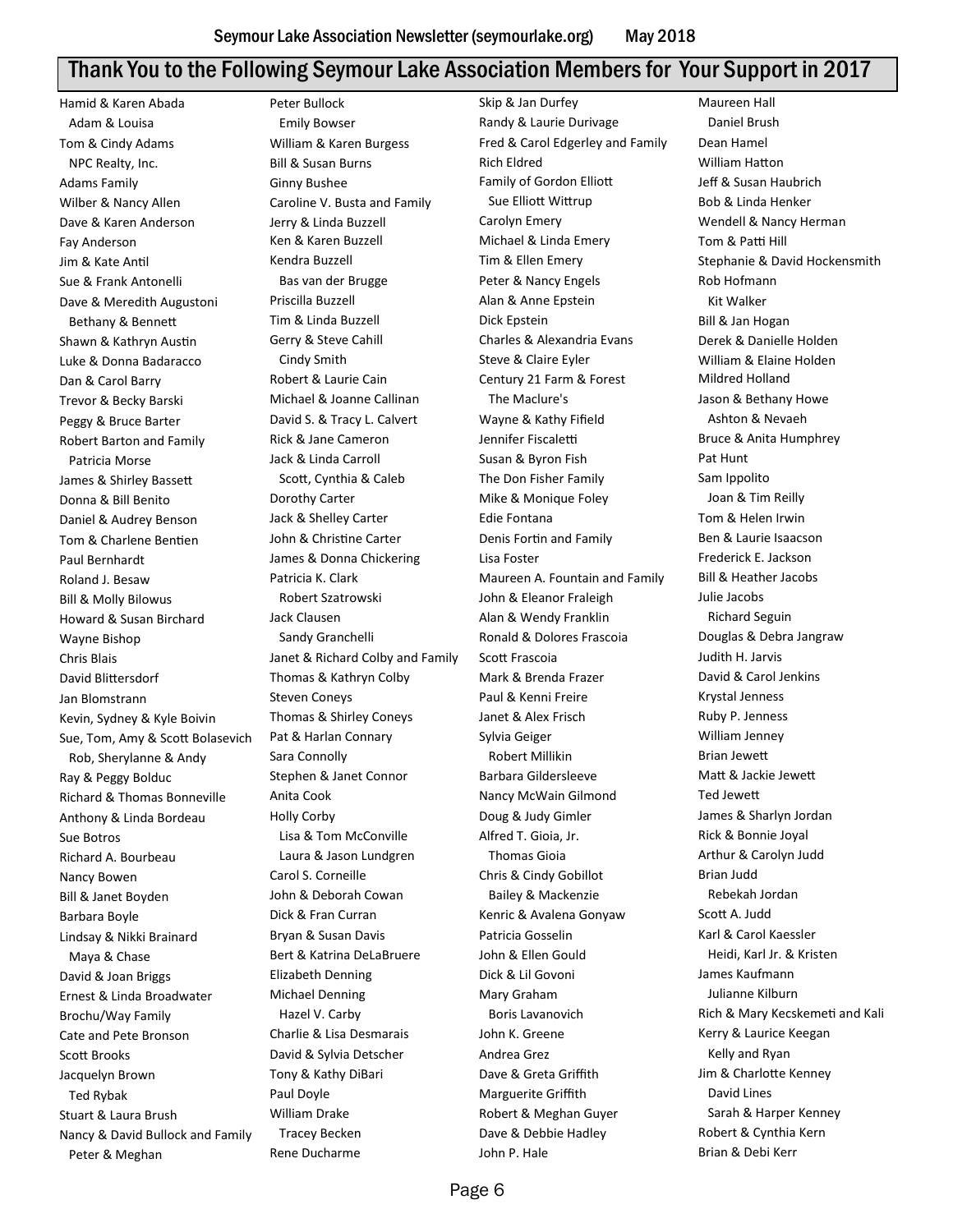# Thank You to the Following Seymour Lake Association Members for Your Support in 2017

Hamid & Karen Abada
  Adam & Louisa
Tom & Cindy Adams
  NPC Realty, Inc.
Adams Family
Wilber & Nancy Allen
Dave & Karen Anderson
Fay Anderson
Jim & Kate Antil
Sue & Frank Antonelli
Dave & Meredith Augustoni
  Bethany & Bennett
Shawn & Kathryn Austin
Luke & Donna Badaracco
Dan & Carol Barry
Trevor & Becky Barski
Peggy & Bruce Barter
Robert Barton and Family
  Patricia Morse
James & Shirley Bassett
Donna & Bill Benito
Daniel & Audrey Benson
Tom & Charlene Bentien
Paul Bernhardt
Roland J. Besaw
Bill & Molly Bilowus
Howard & Susan Birchard
Wayne Bishop
Chris Blais
David Blittersdorf
Jan Blomstrann
Kevin, Sydney & Kyle Boivin
Sue, Tom, Amy & Scott Bolasevich
  Rob, Sherylanne & Andy
Ray & Peggy Bolduc
Richard & Thomas Bonneville
Anthony & Linda Bordeau
Sue Botros
Richard A. Bourbeau
Nancy Bowen
Bill & Janet Boyden
Barbara Boyle
Lindsay & Nikki Brainard
  Maya & Chase
David & Joan Briggs
Ernest & Linda Broadwater
Brochu/Way Family
Cate and Pete Bronson
Scott Brooks
Jacquelyn Brown
  Ted Rybak
Stuart & Laura Brush
Nancy & David Bullock and Family
  Peter & Meghan

Peter Bullock
  Emily Bowser
William & Karen Burgess
Bill & Susan Burns
Ginny Bushee
Caroline V. Busta and Family
Jerry & Linda Buzzell
Ken & Karen Buzzell
Kendra Buzzell
  Bas van der Brugge
Priscilla Buzzell
Tim & Linda Buzzell
Gerry & Steve Cahill
  Cindy Smith
Robert & Laurie Cain
Michael & Joanne Callinan
David S. & Tracy L. Calvert
Rick & Jane Cameron
Jack & Linda Carroll
  Scott, Cynthia & Caleb
Dorothy Carter
Jack & Shelley Carter
John & Christine Carter
James & Donna Chickering
Patricia K. Clark
  Robert Szatrowski
Jack Clausen
  Sandy Granchelli
Janet & Richard Colby and Family
Thomas & Kathryn Colby
Steven Coneys
Thomas & Shirley Coneys
Pat & Harlan Connary
Sara Connolly
Stephen & Janet Connor
Anita Cook
Holly Corby
  Lisa & Tom McConville
  Laura & Jason Lundgren
Carol S. Corneille
John & Deborah Cowan
Dick & Fran Curran
Bryan & Susan Davis
Bert & Katrina DeLaBruere
Elizabeth Denning
Michael Denning
  Hazel V. Carby
Charlie & Lisa Desmarais
David & Sylvia Detscher
Tony & Kathy DiBari
Paul Doyle
William Drake
  Tracey Becken
Rene Ducharme

Skip & Jan Durfey
Randy & Laurie Durivage
Fred & Carol Edgerley and Family
Rich Eldred
Family of Gordon Elliott
  Sue Elliott Wittrup
Carolyn Emery
Michael & Linda Emery
Tim & Ellen Emery
Peter & Nancy Engels
Alan & Anne Epstein
Dick Epstein
Charles & Alexandria Evans
Steve & Claire Eyler
Century 21 Farm & Forest
  The Maclure's
Wayne & Kathy Fifield
Jennifer Fiscaletti
Susan & Byron Fish
The Don Fisher Family
Mike & Monique Foley
Edie Fontana
Denis Fortin and Family
Lisa Foster
Maureen A. Fountain and Family
John & Eleanor Fraleigh
Alan & Wendy Franklin
Ronald & Dolores Frascoia
Scott Frascoia
Mark & Brenda Frazer
Paul & Kenni Freire
Janet & Alex Frisch
Sylvia Geiger
  Robert Millikin
Barbara Gildersleeve
Nancy McWain Gilmond
Doug & Judy Gimler
Alfred T. Gioia, Jr.
  Thomas Gioia
Chris & Cindy Gobillot
  Bailey & Mackenzie
Kenric & Avalena Gonyaw
Patricia Gosselin
John & Ellen Gould
Dick & Lil Govoni
Mary Graham
  Boris Lavanovich
John K. Greene
Andrea Grez
Dave & Greta Griffith
Marguerite Griffith
Robert & Meghan Guyer
Dave & Debbie Hadley
John P. Hale

Maureen Hall
  Daniel Brush
Dean Hamel
William Hatton
Jeff & Susan Haubrich
Bob & Linda Henker
Wendell & Nancy Herman
Tom & Patti Hill
Stephanie & David Hockensmith
Rob Hofmann
  Kit Walker
Bill & Jan Hogan
Derek & Danielle Holden
William & Elaine Holden
Mildred Holland
Jason & Bethany Howe
  Ashton & Nevaeh
Bruce & Anita Humphrey
Pat Hunt
Sam Ippolito
  Joan & Tim Reilly
Tom & Helen Irwin
Ben & Laurie Isaacson
Frederick E. Jackson
Bill & Heather Jacobs
Julie Jacobs
  Richard Seguin
Douglas & Debra Jangraw
Judith H. Jarvis
David & Carol Jenkins
Krystal Jenness
Ruby P. Jenness
William Jenney
Brian Jewett
Matt & Jackie Jewett
Ted Jewett
James & Sharlyn Jordan
Rick & Bonnie Joyal
Arthur & Carolyn Judd
Brian Judd
  Rebekah Jordan
Scott A. Judd
Karl & Carol Kaessler
  Heidi, Karl Jr. & Kristen
James Kaufmann
  Julianne Kilburn
Rich & Mary Kecskemeti and Kali
Kerry & Laurice Keegan
  Kelly and Ryan
Jim & Charlotte Kenney
  David Lines
  Sarah & Harper Kenney
Robert & Cynthia Kern
Brian & Debi Kerr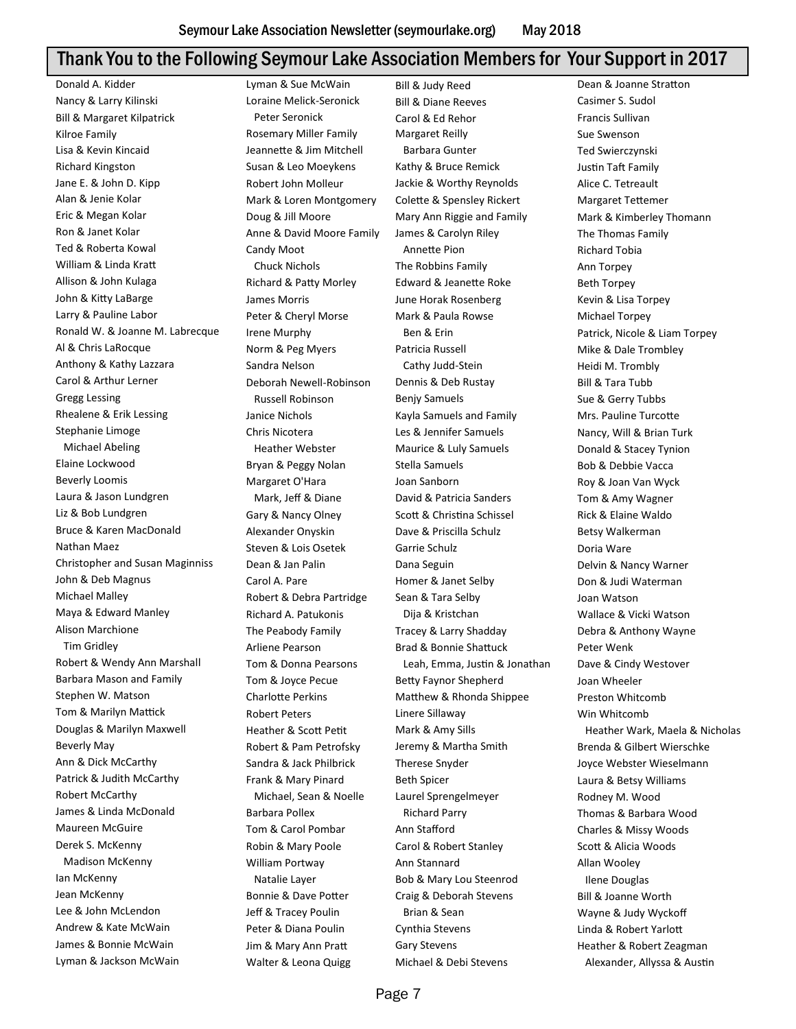## Thank You to the Following Seymour Lake Association Members for Your Support in 2017

Donald A. Kidder
Nancy & Larry Kilinski
Bill & Margaret Kilpatrick
Kilroe Family
Lisa & Kevin Kincaid
Richard Kingston
Jane E. & John D. Kipp
Alan & Jenie Kolar
Eric & Megan Kolar
Ron & Janet Kolar
Ted & Roberta Kowal
William & Linda Kratt
Allison & John Kulaga
John & Kitty LaBarge
Larry & Pauline Labor
Ronald W. & Joanne M. Labrecque
Al & Chris LaRocque
Anthony & Kathy Lazzara
Carol & Arthur Lerner
Gregg Lessing
Rhealene & Erik Lessing
Stephanie Limoge
  Michael Abeling
Elaine Lockwood
Beverly Loomis
Laura & Jason Lundgren
Liz & Bob Lundgren
Bruce & Karen MacDonald
Nathan Maez
Christopher and Susan Maginniss
John & Deb Magnus
Michael Malley
Maya & Edward Manley
Alison Marchione
  Tim Gridley
Robert & Wendy Ann Marshall
Barbara Mason and Family
Stephen W. Matson
Tom & Marilyn Mattick
Douglas & Marilyn Maxwell
Beverly May
Ann & Dick McCarthy
Patrick & Judith McCarthy
Robert McCarthy
James & Linda McDonald
Maureen McGuire
Derek S. McKenny
  Madison McKenny
Ian McKenny
Jean McKenny
Lee & John McLendon
Andrew & Kate McWain
James & Bonnie McWain
Lyman & Jackson McWain

Lyman & Sue McWain
Loraine Melick-Seronick
  Peter Seronick
Rosemary Miller Family
Jeannette & Jim Mitchell
Susan & Leo Moeykens
Robert John Molleur
Mark & Loren Montgomery
Doug & Jill Moore
Anne & David Moore Family
Candy Moot
  Chuck Nichols
Richard & Patty Morley
James Morris
Peter & Cheryl Morse
Irene Murphy
Norm & Peg Myers
Sandra Nelson
Deborah Newell-Robinson
  Russell Robinson
Janice Nichols
Chris Nicotera
  Heather Webster
Bryan & Peggy Nolan
Margaret O'Hara
  Mark, Jeff & Diane
Gary & Nancy Olney
Alexander Onyskin
Steven & Lois Osetek
Dean & Jan Palin
Carol A. Pare
Robert & Debra Partridge
Richard A. Patukonis
The Peabody Family
Arliene Pearson
Tom & Donna Pearsons
Tom & Joyce Pecue
Charlotte Perkins
Robert Peters
Heather & Scott Petit
Robert & Pam Petrofsky
Sandra & Jack Philbrick
Frank & Mary Pinard
  Michael, Sean & Noelle
Barbara Pollex
Tom & Carol Pombar
Robin & Mary Poole
William Portway
  Natalie Layer
Bonnie & Dave Potter
Jeff & Tracey Poulin
Peter & Diana Poulin
Jim & Mary Ann Pratt
Walter & Leona Quigg

Bill & Judy Reed
Bill & Diane Reeves
Carol & Ed Rehor
Margaret Reilly
  Barbara Gunter
Kathy & Bruce Remick
Jackie & Worthy Reynolds
Colette & Spensley Rickert
Mary Ann Riggie and Family
James & Carolyn Riley
  Annette Pion
The Robbins Family
Edward & Jeanette Roke
June Horak Rosenberg
Mark & Paula Rowse
  Ben & Erin
Patricia Russell
  Cathy Judd-Stein
Dennis & Deb Rustay
Benjy Samuels
Kayla Samuels and Family
Les & Jennifer Samuels
Maurice & Luly Samuels
Stella Samuels
Joan Sanborn
David & Patricia Sanders
Scott & Christina Schissel
Dave & Priscilla Schulz
Garrie Schulz
Dana Seguin
Homer & Janet Selby
Sean & Tara Selby
  Dija & Kristchan
Tracey & Larry Shadday
Brad & Bonnie Shattuck
  Leah, Emma, Justin & Jonathan
Betty Faynor Shepherd
Matthew & Rhonda Shippee
Linere Sillaway
Mark & Amy Sills
Jeremy & Martha Smith
Therese Snyder
Beth Spicer
Laurel Sprengelmeyer
  Richard Parry
Ann Stafford
Carol & Robert Stanley
Ann Stannard
Bob & Mary Lou Steenrod
Craig & Deborah Stevens
  Brian & Sean
Cynthia Stevens
Gary Stevens
Michael & Debi Stevens

Dean & Joanne Stratton
Casimer S. Sudol
Francis Sullivan
Sue Swenson
Ted Swierczynski
Justin Taft Family
Alice C. Tetreault
Margaret Tettemer
Mark & Kimberley Thomann
The Thomas Family
Richard Tobia
Ann Torpey
Beth Torpey
Kevin & Lisa Torpey
Michael Torpey
Patrick, Nicole & Liam Torpey
Mike & Dale Trombley
Heidi M. Trombly
Bill & Tara Tubb
Sue & Gerry Tubbs
Mrs. Pauline Turcotte
Nancy, Will & Brian Turk
Donald & Stacey Tynion
Bob & Debbie Vacca
Roy & Joan Van Wyck
Tom & Amy Wagner
Rick & Elaine Waldo
Betsy Walkerman
Doria Ware
Delvin & Nancy Warner
Don & Judi Waterman
Joan Watson
Wallace & Vicki Watson
Debra & Anthony Wayne
Peter Wenk
Dave & Cindy Westover
Joan Wheeler
Preston Whitcomb
Win Whitcomb
  Heather Wark, Maela & Nicholas
Brenda & Gilbert Wierschke
Joyce Webster Wieselmann
Laura & Betsy Williams
Rodney M. Wood
Thomas & Barbara Wood
Charles & Missy Woods
Scott & Alicia Woods
Allan Wooley
  Ilene Douglas
Bill & Joanne Worth
Wayne & Judy Wyckoff
Linda & Robert Yarlott
Heather & Robert Zeagman
  Alexander, Allyssa & Austin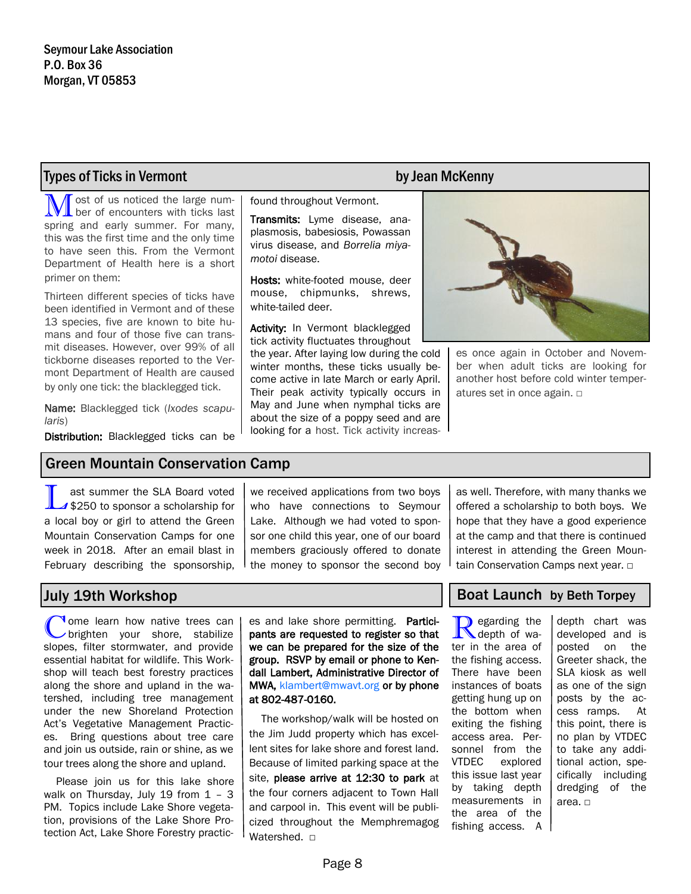Seymour Lake Association
P.O. Box 36
Morgan, VT 05853

## Types of Ticks in Vermont

by Jean McKenny

Most of us noticed the large number of encounters with ticks last spring and early summer. For many, this was the first time and the only time to have seen this. From the Vermont Department of Health here is a short primer on them:

Thirteen different species of ticks have been identified in Vermont and of these 13 species, five are known to bite humans and four of those five can transmit diseases. However, over 99% of all tickborne diseases reported to the Vermont Department of Health are caused by only one tick: the blacklegged tick.

**Name:** Blacklegged tick (*Ixodes scapularis*)

**Distribution:** Blacklegged ticks can be found throughout Vermont.

**Transmits:** Lyme disease, anaplasmosis, babesiosis, Powassan virus disease, and *Borrelia miyamotoi* disease.

**Hosts:** white-footed mouse, deer mouse, chipmunks, shrews, white-tailed deer.

**Activity:** In Vermont blacklegged tick activity fluctuates throughout the year. After laying low during the cold winter months, these ticks usually become active in late March or early April. Their peak activity typically occurs in May and June when nymphal ticks are about the size of a poppy seed and are looking for a host. Tick activity increases once again in October and November when adult ticks are looking for another host before cold winter temperatures set in once again. □

## Green Mountain Conservation Camp

Last summer the SLA Board voted $250 to sponsor a scholarship for a local boy or girl to attend the Green Mountain Conservation Camps for one week in 2018. After an email blast in February describing the sponsorship, we received applications from two boys who have connections to Seymour Lake. Although we had voted to sponsor one child this year, one of our board members graciously offered to donate the money to sponsor the second boy as well. Therefore, with many thanks we offered a scholarship to both boys. We hope that they have a good experience at the camp and that there is continued interest in attending the Green Mountain Conservation Camps next year. □

## July 19th Workshop

Come learn how native trees can brighten your shore, stabilize slopes, filter stormwater, and provide essential habitat for wildlife. This Workshop will teach best forestry practices along the shore and upland in the watershed, including tree management under the new Shoreland Protection Act's Vegetative Management Practices. Bring questions about tree care and join us outside, rain or shine, as we tour trees along the shore and upland.

Please join us for this lake shore walk on Thursday, July 19 from 1 – 3 PM. Topics include Lake Shore vegetation, provisions of the Lake Shore Protection Act, Lake Shore Forestry practices and lake shore permitting. **Participants are requested to register so that we can be prepared for the size of the group. RSVP by email or phone to Kendall Lambert, Administrative Director of MWA,** klambert@mwavt.org **or by phone at 802-487-0160.**

The workshop/walk will be hosted on the Jim Judd property which has excellent sites for lake shore and forest land. Because of limited parking space at the site, **please arrive at 12:30 to park** at the four corners adjacent to Town Hall and carpool in. This event will be publicized throughout the Memphremagog Watershed. □

## Boat Launch by Beth Torpey

Regarding the depth of water in the area of the fishing access. There have been instances of boats getting hung up on the bottom when exiting the fishing access area. Personnel from the VTDEC explored this issue last year by taking depth measurements in the area of the fishing access. A depth chart was developed and is posted on the Greeter shack, the SLA kiosk as well as one of the sign posts by the access ramps. At this point, there is no plan by VTDEC to take any additional action, specifically including dredging of the area. □